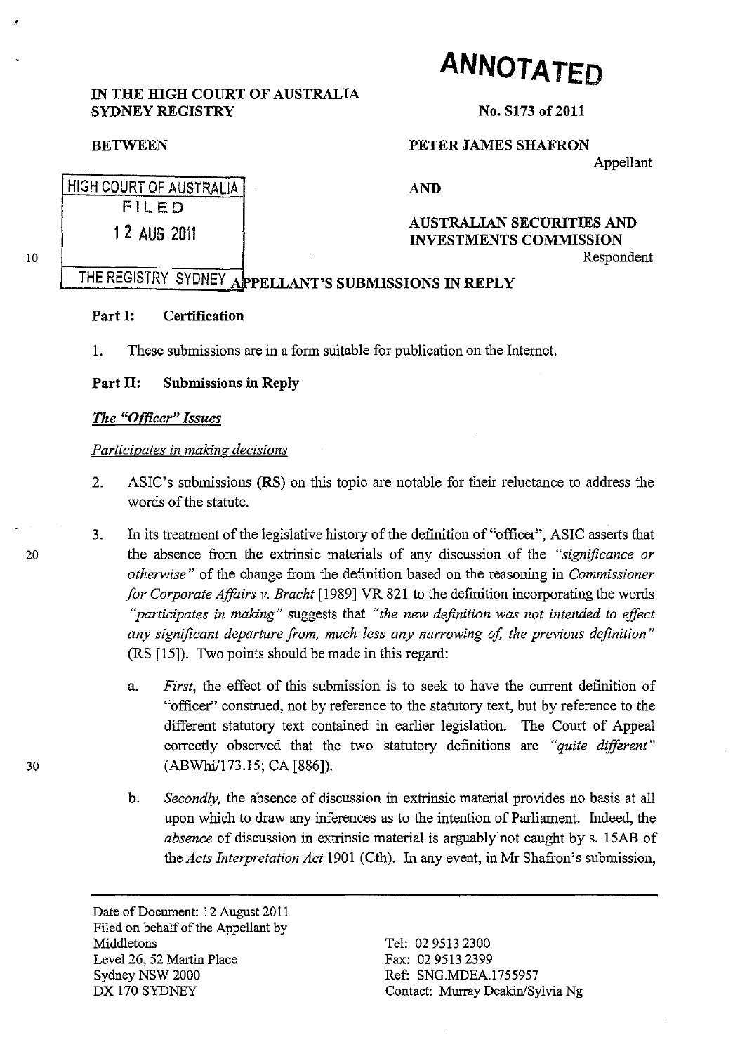**ANNOTATED**

**IN THE HIGH COURT OF AUSTRALIA**
**SYDNEY REGISTRY**

**No. S173 of 2011**

**BETWEEN**

**PETER JAMES SHAFRON**
Appellant

**AND**

**AUSTRALIAN SECURITIES AND INVESTMENTS COMMISSION**
Respondent

HIGH COURT OF AUSTRALIA
FILED
12 AUG 2011
THE REGISTRY SYDNEY

**APPELLANT'S SUBMISSIONS IN REPLY**

**Part I: Certification**

1. These submissions are in a form suitable for publication on the Internet.

**Part II: Submissions in Reply**

***The "Officer" Issues***

*Participates in making decisions*

2. ASIC's submissions (**RS**) on this topic are notable for their reluctance to address the words of the statute.

3. In its treatment of the legislative history of the definition of "officer", ASIC asserts that the absence from the extrinsic materials of any discussion of the *"significance or otherwise"* of the change from the definition based on the reasoning in *Commissioner for Corporate Affairs v. Bracht* [1989] VR 821 to the definition incorporating the words *"participates in making"* suggests that *"the new definition was not intended to effect any significant departure from, much less any narrowing of, the previous definition"* (RS [15]). Two points should be made in this regard:

   a. *First,* the effect of this submission is to seek to have the current definition of "officer" construed, not by reference to the statutory text, but by reference to the different statutory text contained in earlier legislation. The Court of Appeal correctly observed that the two statutory definitions are *"quite different"* (ABWhi/173.15; CA [886]).

   b. *Secondly,* the absence of discussion in extrinsic material provides no basis at all upon which to draw any inferences as to the intention of Parliament. Indeed, the *absence* of discussion in extrinsic material is arguably not caught by s. 15AB of the *Acts Interpretation Act* 1901 (Cth). In any event, in Mr Shafron's submission,

Date of Document: 12 August 2011
Filed on behalf of the Appellant by
Middletons
Level 26, 52 Martin Place
Sydney NSW 2000
DX 170 SYDNEY

Tel: 02 9513 2300
Fax: 02 9513 2399
Ref: SNG.MDEA.1755957
Contact: Murray Deakin/Sylvia Ng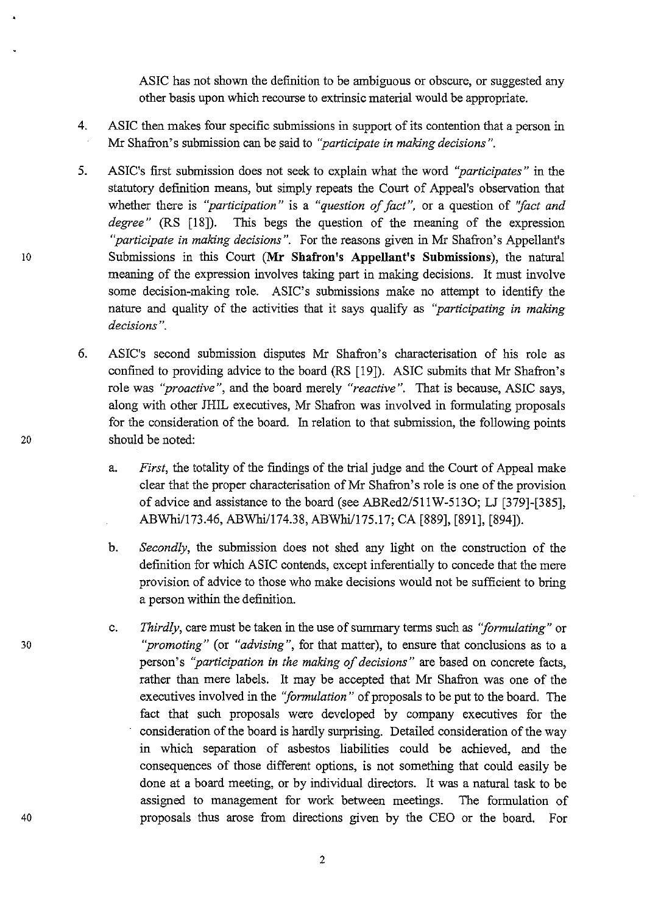ASIC has not shown the definition to be ambiguous or obscure, or suggested any other basis upon which recourse to extrinsic material would be appropriate.

4. ASIC then makes four specific submissions in support of its contention that a person in Mr Shafron's submission can be said to *"participate in making decisions"*.

5. ASIC's first submission does not seek to explain what the word *"participates"* in the statutory definition means, but simply repeats the Court of Appeal's observation that whether there is *"participation"* is a *"question of fact"*, or a question of *"fact and degree"* (RS [18]). This begs the question of the meaning of the expression *"participate in making decisions"*. For the reasons given in Mr Shafron's Appellant's Submissions in this Court (**Mr Shafron's Appellant's Submissions**), the natural meaning of the expression involves taking part in making decisions. It must involve some decision-making role. ASIC's submissions make no attempt to identify the nature and quality of the activities that it says qualify as *"participating in making decisions"*.

6. ASIC's second submission disputes Mr Shafron's characterisation of his role as confined to providing advice to the board (RS [19]). ASIC submits that Mr Shafron's role was *"proactive"*, and the board merely *"reactive"*. That is because, ASIC says, along with other JHIL executives, Mr Shafron was involved in formulating proposals for the consideration of the board. In relation to that submission, the following points should be noted:

   a. *First*, the totality of the findings of the trial judge and the Court of Appeal make clear that the proper characterisation of Mr Shafron's role is one of the provision of advice and assistance to the board (see ABRed2/511W-513O; LJ [379]-[385], ABWhi/173.46, ABWhi/174.38, ABWhi/175.17; CA [889], [891], [894]).

   b. *Secondly*, the submission does not shed any light on the construction of the definition for which ASIC contends, except inferentially to concede that the mere provision of advice to those who make decisions would not be sufficient to bring a person within the definition.

   c. *Thirdly*, care must be taken in the use of summary terms such as *"formulating"* or *"promoting"* (or *"advising"*, for that matter), to ensure that conclusions as to a person's *"participation in the making of decisions"* are based on concrete facts, rather than mere labels. It may be accepted that Mr Shafron was one of the executives involved in the *"formulation"* of proposals to be put to the board. The fact that such proposals were developed by company executives for the consideration of the board is hardly surprising. Detailed consideration of the way in which separation of asbestos liabilities could be achieved, and the consequences of those different options, is not something that could easily be done at a board meeting, or by individual directors. It was a natural task to be assigned to management for work between meetings. The formulation of proposals thus arose from directions given by the CEO or the board. For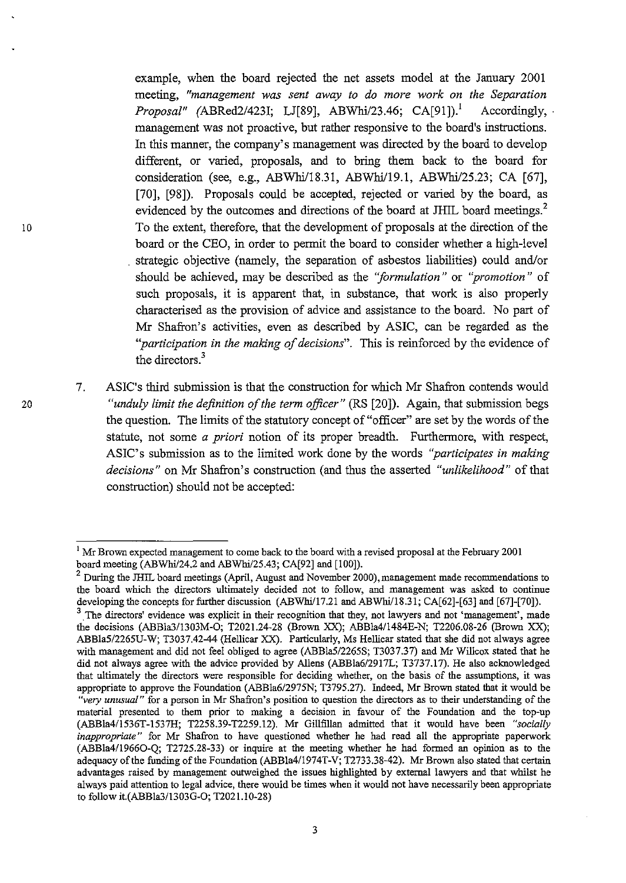example, when the board rejected the net assets model at the January 2001 meeting, *"management was sent away to do more work on the Separation Proposal"* (ABRed2/423I; LJ[89], ABWhi/23.46; CA[91]).[1] Accordingly, management was not proactive, but rather responsive to the board's instructions. In this manner, the company's management was directed by the board to develop different, or varied, proposals, and to bring them back to the board for consideration (see, e.g., ABWhi/18.31, ABWhi/19.1, ABWhi/25.23; CA [67], [70], [98]). Proposals could be accepted, rejected or varied by the board, as evidenced by the outcomes and directions of the board at JHIL board meetings.[2] To the extent, therefore, that the development of proposals at the direction of the board or the CEO, in order to permit the board to consider whether a high-level strategic objective (namely, the separation of asbestos liabilities) could and/or should be achieved, may be described as the *"formulation"* or *"promotion"* of such proposals, it is apparent that, in substance, that work is also properly characterised as the provision of advice and assistance to the board. No part of Mr Shafron's activities, even as described by ASIC, can be regarded as the *"participation in the making of decisions"*. This is reinforced by the evidence of the directors.[3]

7. ASIC's third submission is that the construction for which Mr Shafron contends would *"unduly limit the definition of the term officer"* (RS [20]). Again, that submission begs the question. The limits of the statutory concept of "officer" are set by the words of the statute, not some *a priori* notion of its proper breadth. Furthermore, with respect, ASIC's submission as to the limited work done by the words *"participates in making decisions"* on Mr Shafron's construction (and thus the asserted *"unlikelihood"* of that construction) should not be accepted:

---

[1] Mr Brown expected management to come back to the board with a revised proposal at the February 2001 board meeting (ABWhi/24.2 and ABWhi/25.43; CA[92] and [100]).

[2] During the JHIL board meetings (April, August and November 2000), management made recommendations to the board which the directors ultimately decided not to follow, and management was asked to continue developing the concepts for further discussion (ABWhi/17.21 and ABWhi/18.31; CA[62]-[63] and [67]-[70]).

[3] The directors' evidence was explicit in their recognition that they, not lawyers and not 'management', made the decisions (ABBla3/1303M-O; T2021.24-28 (Brown XX); ABBla4/1484E-N; T2206.08-26 (Brown XX); ABBla5/2265U-W; T3037.42-44 (Hellicar XX). Particularly, Ms Hellicar stated that she did not always agree with management and did not feel obliged to agree (ABBla5/2265S; T3037.37) and Mr Willcox stated that he did not always agree with the advice provided by Allens (ABBla6/2917L; T3737.17). He also acknowledged that ultimately the directors were responsible for deciding whether, on the basis of the assumptions, it was appropriate to approve the Foundation (ABBla6/2975N; T3795.27). Indeed, Mr Brown stated that it would be *"very unusual"* for a person in Mr Shafron's position to question the directors as to their understanding of the material presented to them prior to making a decision in favour of the Foundation and the top-up (ABBla4/1536T-1537H; T2258.39-T2259.12). Mr Gillfillan admitted that it would have been *"socially inappropriate"* for Mr Shafron to have questioned whether he had read all the appropriate paperwork (ABBla4/1966O-Q; T2725.28-33) or inquire at the meeting whether he had formed an opinion as to the adequacy of the funding of the Foundation (ABBla4/1974T-V; T2733.38-42). Mr Brown also stated that certain advantages raised by management outweighed the issues highlighted by external lawyers and that whilst he always paid attention to legal advice, there would be times when it would not have necessarily been appropriate to follow it.(ABBla3/1303G-O; T2021.10-28)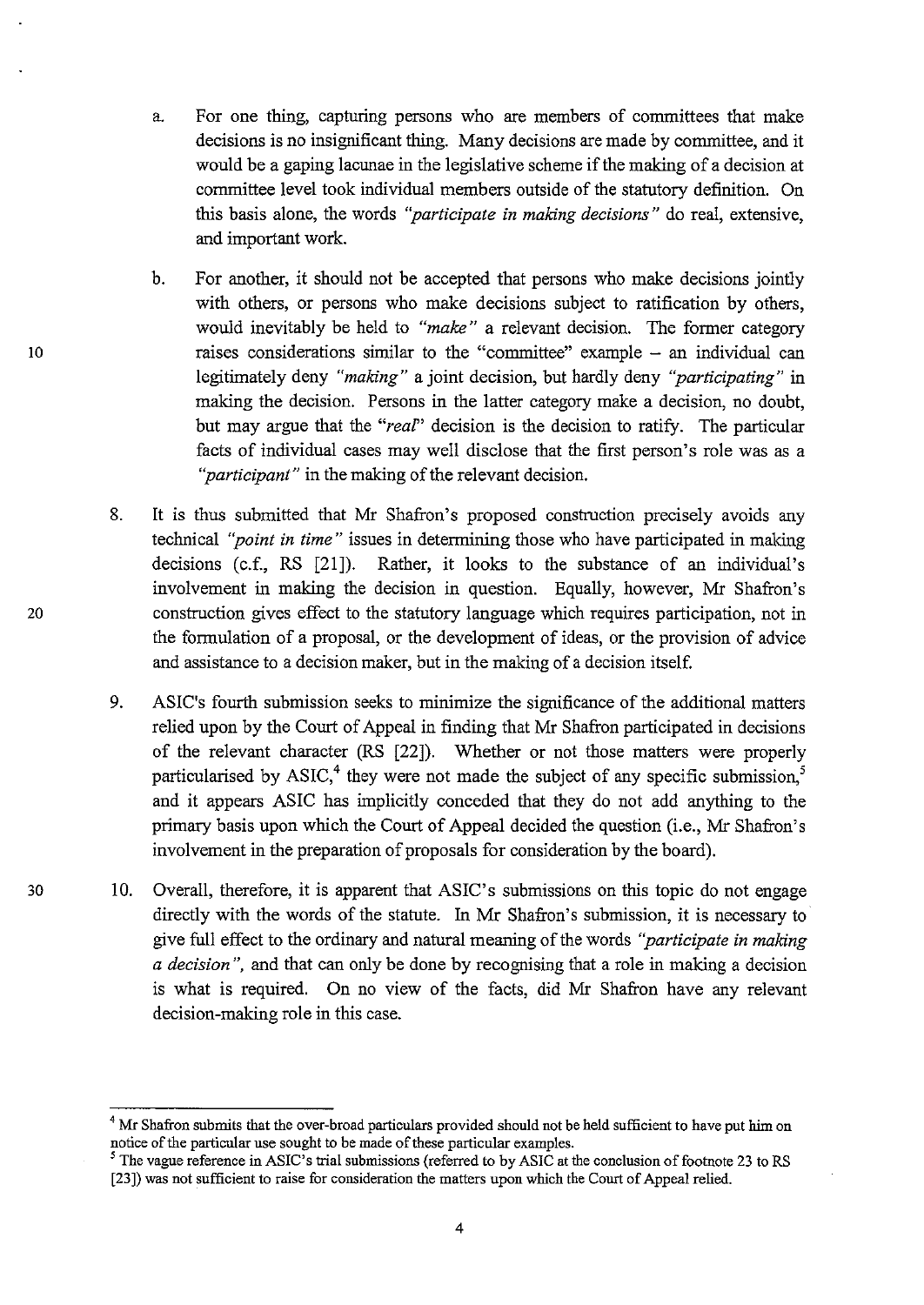a. For one thing, capturing persons who are members of committees that make decisions is no insignificant thing. Many decisions are made by committee, and it would be a gaping lacunae in the legislative scheme if the making of a decision at committee level took individual members outside of the statutory definition. On this basis alone, the words *"participate in making decisions"* do real, extensive, and important work.

b. For another, it should not be accepted that persons who make decisions jointly with others, or persons who make decisions subject to ratification by others, would inevitably be held to *"make"* a relevant decision. The former category raises considerations similar to the "committee" example – an individual can legitimately deny *"making"* a joint decision, but hardly deny *"participating"* in making the decision. Persons in the latter category make a decision, no doubt, but may argue that the *"real"* decision is the decision to ratify. The particular facts of individual cases may well disclose that the first person's role was as a *"participant"* in the making of the relevant decision.

8. It is thus submitted that Mr Shafron's proposed construction precisely avoids any technical *"point in time"* issues in determining those who have participated in making decisions (c.f., RS [21]). Rather, it looks to the substance of an individual's involvement in making the decision in question. Equally, however, Mr Shafron's construction gives effect to the statutory language which requires participation, not in the formulation of a proposal, or the development of ideas, or the provision of advice and assistance to a decision maker, but in the making of a decision itself.

9. ASIC's fourth submission seeks to minimize the significance of the additional matters relied upon by the Court of Appeal in finding that Mr Shafron participated in decisions of the relevant character (RS [22]). Whether or not those matters were properly particularised by ASIC,[4] they were not made the subject of any specific submission,[5] and it appears ASIC has implicitly conceded that they do not add anything to the primary basis upon which the Court of Appeal decided the question (i.e., Mr Shafron's involvement in the preparation of proposals for consideration by the board).

10. Overall, therefore, it is apparent that ASIC's submissions on this topic do not engage directly with the words of the statute. In Mr Shafron's submission, it is necessary to give full effect to the ordinary and natural meaning of the words *"participate in making a decision"*, and that can only be done by recognising that a role in making a decision is what is required. On no view of the facts, did Mr Shafron have any relevant decision-making role in this case.

---

[4] Mr Shafron submits that the over-broad particulars provided should not be held sufficient to have put him on notice of the particular use sought to be made of these particular examples.

[5] The vague reference in ASIC's trial submissions (referred to by ASIC at the conclusion of footnote 23 to RS [23]) was not sufficient to raise for consideration the matters upon which the Court of Appeal relied.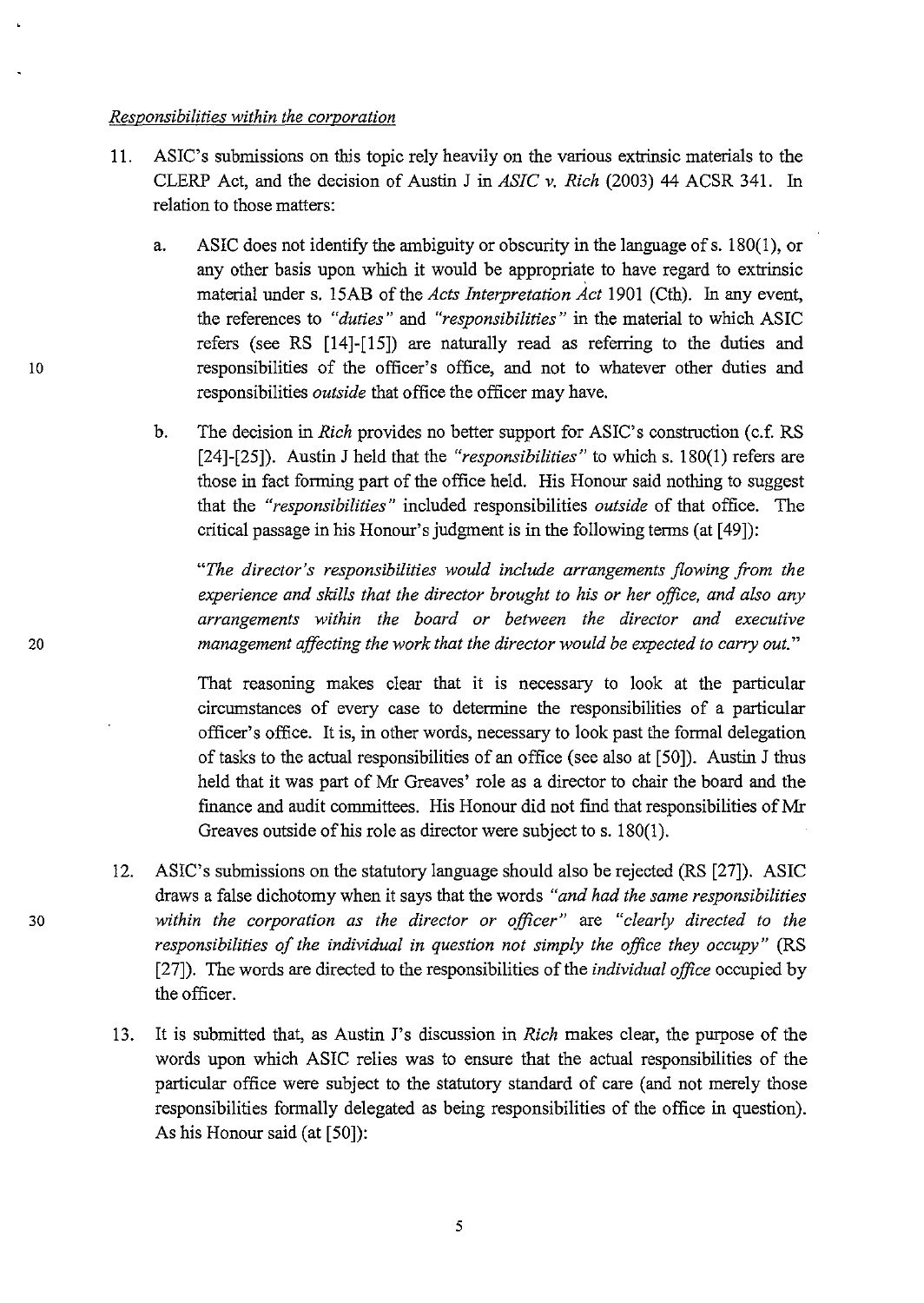*Responsibilities within the corporation*

11. ASIC's submissions on this topic rely heavily on the various extrinsic materials to the CLERP Act, and the decision of Austin J in *ASIC v. Rich* (2003) 44 ACSR 341. In relation to those matters:

    a. ASIC does not identify the ambiguity or obscurity in the language of s. 180(1), or any other basis upon which it would be appropriate to have regard to extrinsic material under s. 15AB of the *Acts Interpretation Act* 1901 (Cth). In any event, the references to *"duties"* and *"responsibilities"* in the material to which ASIC refers (see RS [14]-[15]) are naturally read as referring to the duties and responsibilities of the officer's office, and not to whatever other duties and responsibilities *outside* that office the officer may have.

    b. The decision in *Rich* provides no better support for ASIC's construction (c.f. RS [24]-[25]). Austin J held that the *"responsibilities"* to which s. 180(1) refers are those in fact forming part of the office held. His Honour said nothing to suggest that the *"responsibilities"* included responsibilities *outside* of that office. The critical passage in his Honour's judgment is in the following terms (at [49]):

       *"The director's responsibilities would include arrangements flowing from the experience and skills that the director brought to his or her office, and also any arrangements within the board or between the director and executive management affecting the work that the director would be expected to carry out."*

       That reasoning makes clear that it is necessary to look at the particular circumstances of every case to determine the responsibilities of a particular officer's office. It is, in other words, necessary to look past the formal delegation of tasks to the actual responsibilities of an office (see also at [50]). Austin J thus held that it was part of Mr Greaves' role as a director to chair the board and the finance and audit committees. His Honour did not find that responsibilities of Mr Greaves outside of his role as director were subject to s. 180(1).

12. ASIC's submissions on the statutory language should also be rejected (RS [27]). ASIC draws a false dichotomy when it says that the words *"and had the same responsibilities within the corporation as the director or officer"* are *"clearly directed to the responsibilities of the individual in question not simply the office they occupy"* (RS [27]). The words are directed to the responsibilities of the *individual office* occupied by the officer.

13. It is submitted that, as Austin J's discussion in *Rich* makes clear, the purpose of the words upon which ASIC relies was to ensure that the actual responsibilities of the particular office were subject to the statutory standard of care (and not merely those responsibilities formally delegated as being responsibilities of the office in question). As his Honour said (at [50]):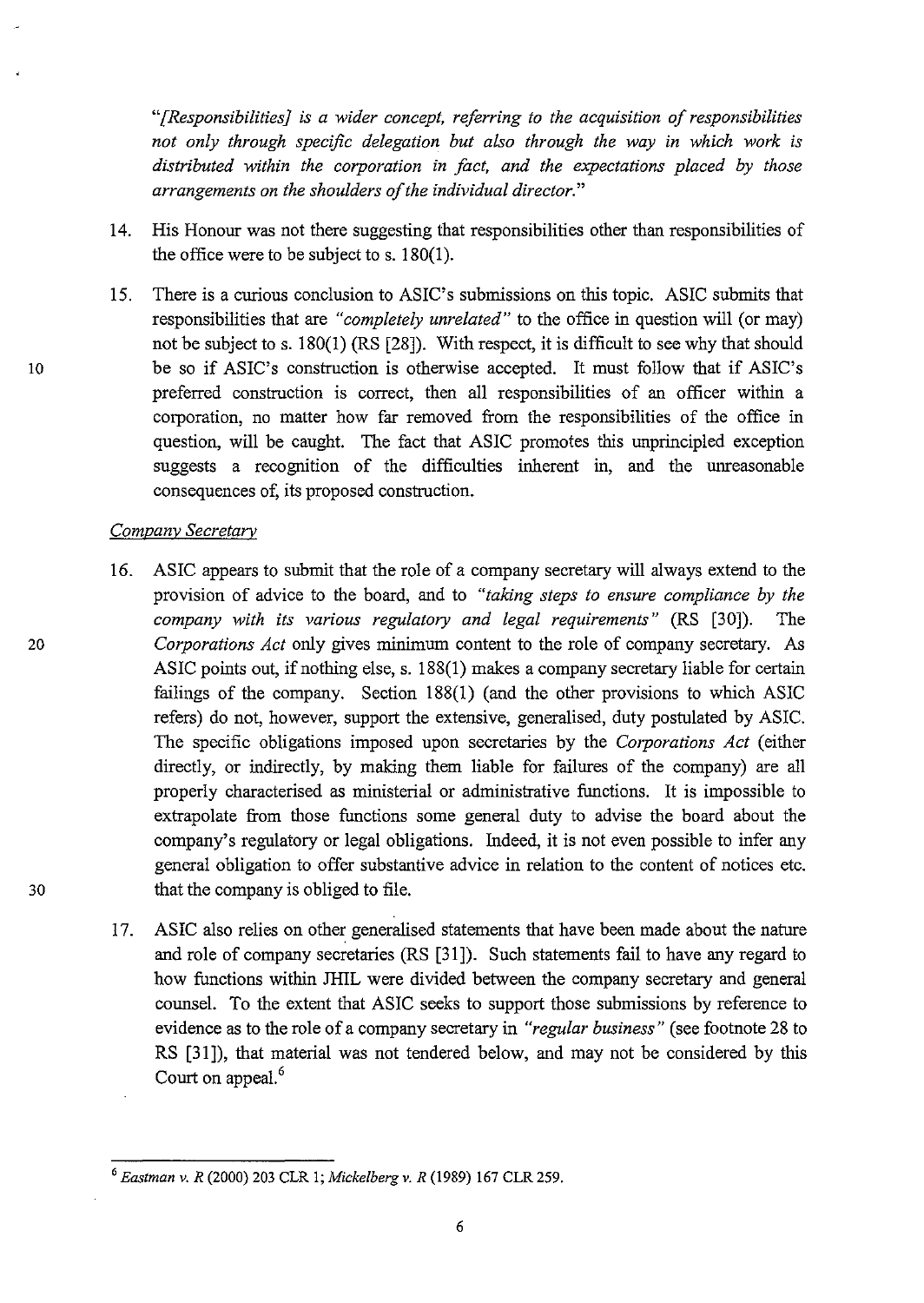*"[Responsibilities] is a wider concept, referring to the acquisition of responsibilities not only through specific delegation but also through the way in which work is distributed within the corporation in fact, and the expectations placed by those arrangements on the shoulders of the individual director."*

14. His Honour was not there suggesting that responsibilities other than responsibilities of the office were to be subject to s. 180(1).

15. There is a curious conclusion to ASIC's submissions on this topic. ASIC submits that responsibilities that are *"completely unrelated"* to the office in question will (or may) not be subject to s. 180(1) (RS [28]). With respect, it is difficult to see why that should be so if ASIC's construction is otherwise accepted. It must follow that if ASIC's preferred construction is correct, then all responsibilities of an officer within a corporation, no matter how far removed from the responsibilities of the office in question, will be caught. The fact that ASIC promotes this unprincipled exception suggests a recognition of the difficulties inherent in, and the unreasonable consequences of, its proposed construction.

*Company Secretary*

16. ASIC appears to submit that the role of a company secretary will always extend to the provision of advice to the board, and to *"taking steps to ensure compliance by the company with its various regulatory and legal requirements"* (RS [30]). The *Corporations Act* only gives minimum content to the role of company secretary. As ASIC points out, if nothing else, s. 188(1) makes a company secretary liable for certain failings of the company. Section 188(1) (and the other provisions to which ASIC refers) do not, however, support the extensive, generalised, duty postulated by ASIC. The specific obligations imposed upon secretaries by the *Corporations Act* (either directly, or indirectly, by making them liable for failures of the company) are all properly characterised as ministerial or administrative functions. It is impossible to extrapolate from those functions some general duty to advise the board about the company's regulatory or legal obligations. Indeed, it is not even possible to infer any general obligation to offer substantive advice in relation to the content of notices etc. that the company is obliged to file.

17. ASIC also relies on other generalised statements that have been made about the nature and role of company secretaries (RS [31]). Such statements fail to have any regard to how functions within JHIL were divided between the company secretary and general counsel. To the extent that ASIC seeks to support those submissions by reference to evidence as to the role of a company secretary in *"regular business"* (see footnote 28 to RS [31]), that material was not tendered below, and may not be considered by this Court on appeal.[6]

---

[6] *Eastman v. R* (2000) 203 CLR 1; *Mickelberg v. R* (1989) 167 CLR 259.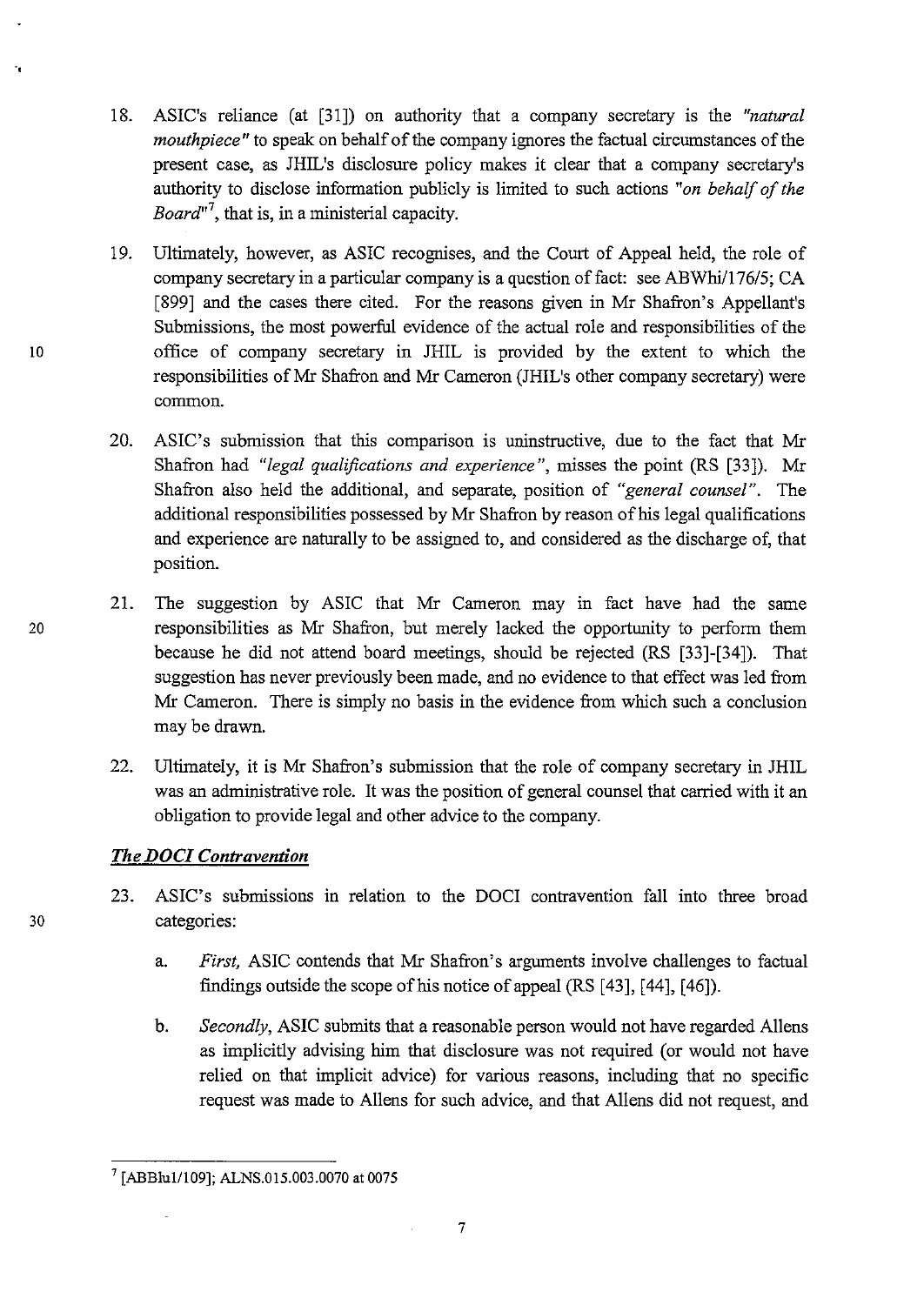18. ASIC's reliance (at [31]) on authority that a company secretary is the *"natural mouthpiece"* to speak on behalf of the company ignores the factual circumstances of the present case, as JHIL's disclosure policy makes it clear that a company secretary's authority to disclose information publicly is limited to such actions *"on behalf of the Board"*[7], that is, in a ministerial capacity.

19. Ultimately, however, as ASIC recognises, and the Court of Appeal held, the role of company secretary in a particular company is a question of fact: see ABWhi/176/5; CA [899] and the cases there cited. For the reasons given in Mr Shafron's Appellant's Submissions, the most powerful evidence of the actual role and responsibilities of the office of company secretary in JHIL is provided by the extent to which the responsibilities of Mr Shafron and Mr Cameron (JHIL's other company secretary) were common.

20. ASIC's submission that this comparison is uninstructive, due to the fact that Mr Shafron had *"legal qualifications and experience"*, misses the point (RS [33]). Mr Shafron also held the additional, and separate, position of *"general counsel"*. The additional responsibilities possessed by Mr Shafron by reason of his legal qualifications and experience are naturally to be assigned to, and considered as the discharge of, that position.

21. The suggestion by ASIC that Mr Cameron may in fact have had the same responsibilities as Mr Shafron, but merely lacked the opportunity to perform them because he did not attend board meetings, should be rejected (RS [33]-[34]). That suggestion has never previously been made, and no evidence to that effect was led from Mr Cameron. There is simply no basis in the evidence from which such a conclusion may be drawn.

22. Ultimately, it is Mr Shafron's submission that the role of company secretary in JHIL was an administrative role. It was the position of general counsel that carried with it an obligation to provide legal and other advice to the company.

### *The DOCI Contravention*

23. ASIC's submissions in relation to the DOCI contravention fall into three broad categories:

    a. *First,* ASIC contends that Mr Shafron's arguments involve challenges to factual findings outside the scope of his notice of appeal (RS [43], [44], [46]).

    b. *Secondly,* ASIC submits that a reasonable person would not have regarded Allens as implicitly advising him that disclosure was not required (or would not have relied on that implicit advice) for various reasons, including that no specific request was made to Allens for such advice, and that Allens did not request, and

---

[7] [ABBlu1/109]; ALNS.015.003.0070 at 0075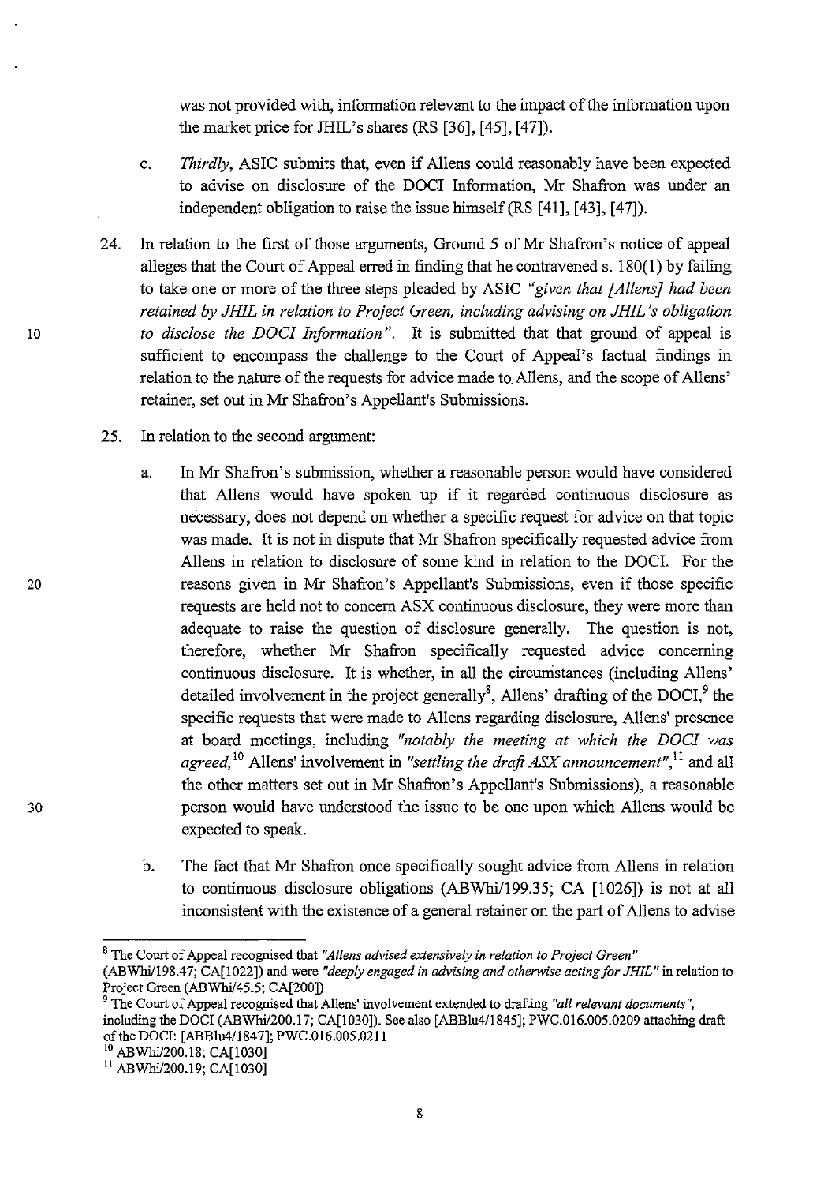was not provided with, information relevant to the impact of the information upon the market price for JHIL's shares (RS [36], [45], [47]).

c. *Thirdly*, ASIC submits that, even if Allens could reasonably have been expected to advise on disclosure of the DOCI Information, Mr Shafron was under an independent obligation to raise the issue himself (RS [41], [43], [47]).

24. In relation to the first of those arguments, Ground 5 of Mr Shafron's notice of appeal alleges that the Court of Appeal erred in finding that he contravened s. 180(1) by failing to take one or more of the three steps pleaded by ASIC *"given that [Allens] had been retained by JHIL in relation to Project Green, including advising on JHIL's obligation to disclose the DOCI Information"*. It is submitted that that ground of appeal is sufficient to encompass the challenge to the Court of Appeal's factual findings in relation to the nature of the requests for advice made to Allens, and the scope of Allens' retainer, set out in Mr Shafron's Appellant's Submissions.

25. In relation to the second argument:

a. In Mr Shafron's submission, whether a reasonable person would have considered that Allens would have spoken up if it regarded continuous disclosure as necessary, does not depend on whether a specific request for advice on that topic was made. It is not in dispute that Mr Shafron specifically requested advice from Allens in relation to disclosure of some kind in relation to the DOCI. For the reasons given in Mr Shafron's Appellant's Submissions, even if those specific requests are held not to concern ASX continuous disclosure, they were more than adequate to raise the question of disclosure generally. The question is not, therefore, whether Mr Shafron specifically requested advice concerning continuous disclosure. It is whether, in all the circumstances (including Allens' detailed involvement in the project generally[8], Allens' drafting of the DOCI,[9] the specific requests that were made to Allens regarding disclosure, Allens' presence at board meetings, including *"notably the meeting at which the DOCI was agreed,*[10] Allens' involvement in *"settling the draft ASX announcement"*,[11] and all the other matters set out in Mr Shafron's Appellant's Submissions), a reasonable person would have understood the issue to be one upon which Allens would be expected to speak.

b. The fact that Mr Shafron once specifically sought advice from Allens in relation to continuous disclosure obligations (ABWhi/199.35; CA [1026]) is not at all inconsistent with the existence of a general retainer on the part of Allens to advise

---

[8] The Court of Appeal recognised that *"Allens advised extensively in relation to Project Green"* (ABWhi/198.47; CA[1022]) and were *"deeply engaged in advising and otherwise acting for JHIL"* in relation to Project Green (ABWhi/45.5; CA[200])

[9] The Court of Appeal recognised that Allens' involvement extended to drafting *"all relevant documents"*, including the DOCI (ABWhi/200.17; CA[1030]). See also [ABBlu4/1845]; PWC.016.005.0209 attaching draft of the DOCI: [ABBlu4/1847]; PWC.016.005.0211

[10] ABWhi/200.18; CA[1030]

[11] ABWhi/200.19; CA[1030]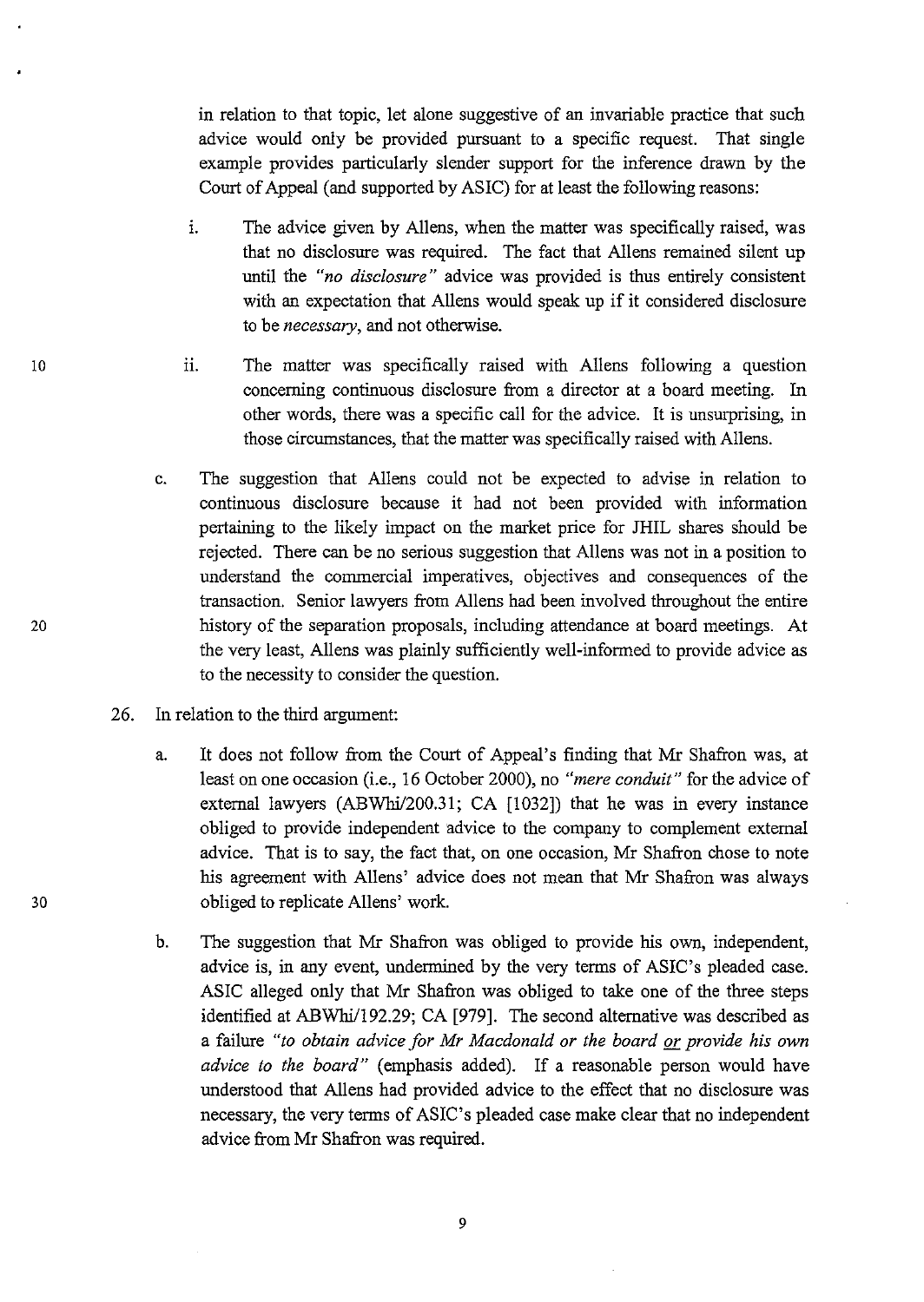in relation to that topic, let alone suggestive of an invariable practice that such advice would only be provided pursuant to a specific request. That single example provides particularly slender support for the inference drawn by the Court of Appeal (and supported by ASIC) for at least the following reasons:

i. The advice given by Allens, when the matter was specifically raised, was that no disclosure was required. The fact that Allens remained silent up until the *"no disclosure"* advice was provided is thus entirely consistent with an expectation that Allens would speak up if it considered disclosure to be *necessary*, and not otherwise.

ii. The matter was specifically raised with Allens following a question concerning continuous disclosure from a director at a board meeting. In other words, there was a specific call for the advice. It is unsurprising, in those circumstances, that the matter was specifically raised with Allens.

c. The suggestion that Allens could not be expected to advise in relation to continuous disclosure because it had not been provided with information pertaining to the likely impact on the market price for JHIL shares should be rejected. There can be no serious suggestion that Allens was not in a position to understand the commercial imperatives, objectives and consequences of the transaction. Senior lawyers from Allens had been involved throughout the entire history of the separation proposals, including attendance at board meetings. At the very least, Allens was plainly sufficiently well-informed to provide advice as to the necessity to consider the question.

26. In relation to the third argument:

a. It does not follow from the Court of Appeal's finding that Mr Shafron was, at least on one occasion (i.e., 16 October 2000), no *"mere conduit"* for the advice of external lawyers (ABWhi/200.31; CA [1032]) that he was in every instance obliged to provide independent advice to the company to complement external advice. That is to say, the fact that, on one occasion, Mr Shafron chose to note his agreement with Allens' advice does not mean that Mr Shafron was always obliged to replicate Allens' work.

b. The suggestion that Mr Shafron was obliged to provide his own, independent, advice is, in any event, undermined by the very terms of ASIC's pleaded case. ASIC alleged only that Mr Shafron was obliged to take one of the three steps identified at ABWhi/192.29; CA [979]. The second alternative was described as a failure *"to obtain advice for Mr Macdonald or the board <u>or</u> provide his own advice to the board"* (emphasis added). If a reasonable person would have understood that Allens had provided advice to the effect that no disclosure was necessary, the very terms of ASIC's pleaded case make clear that no independent advice from Mr Shafron was required.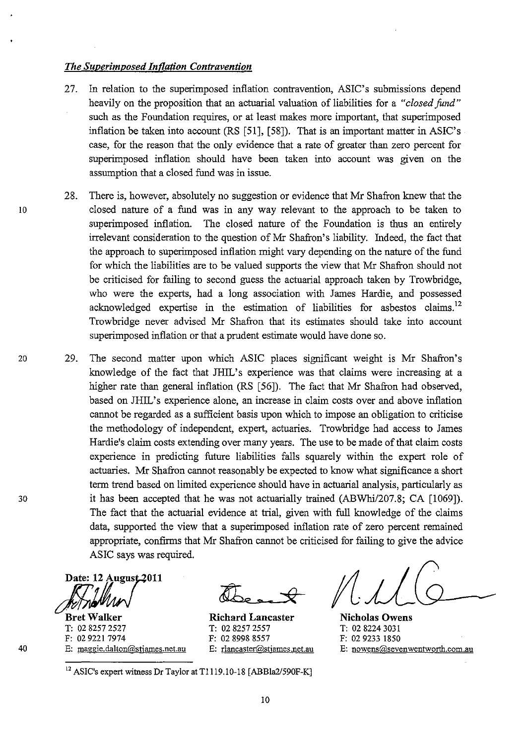***The Superimposed Inflation Contravention***

27. In relation to the superimposed inflation contravention, ASIC's submissions depend heavily on the proposition that an actuarial valuation of liabilities for a *"closed fund"* such as the Foundation requires, or at least makes more important, that superimposed inflation be taken into account (RS [51], [58]). That is an important matter in ASIC's case, for the reason that the only evidence that a rate of greater than zero percent for superimposed inflation should have been taken into account was given on the assumption that a closed fund was in issue.

28. There is, however, absolutely no suggestion or evidence that Mr Shafron knew that the closed nature of a fund was in any way relevant to the approach to be taken to superimposed inflation. The closed nature of the Foundation is thus an entirely irrelevant consideration to the question of Mr Shafron's liability. Indeed, the fact that the approach to superimposed inflation might vary depending on the nature of the fund for which the liabilities are to be valued supports the view that Mr Shafron should not be criticised for failing to second guess the actuarial approach taken by Trowbridge, who were the experts, had a long association with James Hardie, and possessed acknowledged expertise in the estimation of liabilities for asbestos claims.[12] Trowbridge never advised Mr Shafron that its estimates should take into account superimposed inflation or that a prudent estimate would have done so.

29. The second matter upon which ASIC places significant weight is Mr Shafron's knowledge of the fact that JHIL's experience was that claims were increasing at a higher rate than general inflation (RS [56]). The fact that Mr Shafron had observed, based on JHIL's experience alone, an increase in claim costs over and above inflation cannot be regarded as a sufficient basis upon which to impose an obligation to criticise the methodology of independent, expert, actuaries. Trowbridge had access to James Hardie's claim costs extending over many years. The use to be made of that claim costs experience in predicting future liabilities falls squarely within the expert role of actuaries. Mr Shafron cannot reasonably be expected to know what significance a short term trend based on limited experience should have in actuarial analysis, particularly as it has been accepted that he was not actuarially trained (ABWhi/207.8; CA [1069]). The fact that the actuarial evidence at trial, given with full knowledge of the claims data, supported the view that a superimposed inflation rate of zero percent remained appropriate, confirms that Mr Shafron cannot be criticised for failing to give the advice ASIC says was required.

**Date: 12 August 2011**

| | | |
|---|---|---|
| **Bret Walker** | **Richard Lancaster** | **Nicholas Owens** |
| T: 02 8257 2527 | T: 02 8257 2557 | T: 02 8224 3031 |
| F: 02 9221 7974 | F: 02 8998 8557 | F: 02 9233 1850 |
| E: maggie.dalton@stjames.net.au | E: rlancaster@stjames.net.au | E: nowens@sevenwentworth.com.au |

[12] ASIC's expert witness Dr Taylor at T1119.10-18 [ABBla2/590F-K]